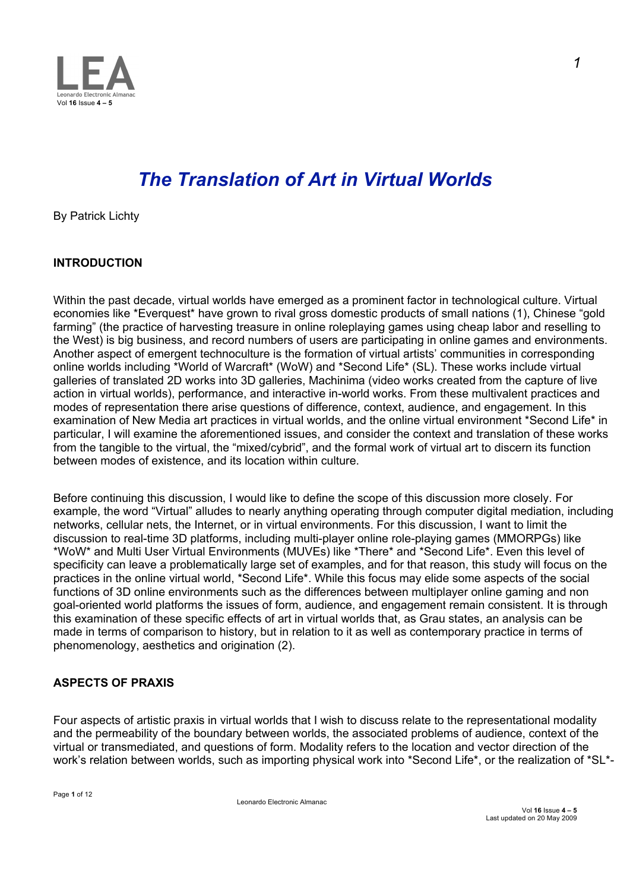# The Translation of Art in Virtual Worlds

By Patrick Lichty

## INTRODUCTION

Within the past decade, virtual worlds have emerged as a prominent factor in technological culture. Virtual economies like *Everquest* have grown to rival gross domestic products of small nations (1), Chinese "gold farming" (the practice of harvesting treasure in online roleplaying games using cheap labor and reselling to the West) is big business, and record numbers of users are participating in online games and environments. Another aspect of emergent technoculture is the formation of virtual artists' communities in corresponding online worlds including *World of Warcraft* (WoW) and *Second Life* (SL). These works include virtual galleries of translated 2D works into 3D galleries, Machinima (video works created from the capture of live action in virtual worlds), performance, and interactive in-world works. From these multivalent practices and modes of representation there arise questions of difference, context, audience, and engagement. In this examination of New Media art practices in virtual worlds, and the online virtual environment *Second Life* in particular, I will examine the aforementioned issues, and consider the context and translation of these works from the tangible to the virtual, the "mixed/cybrid", and the formal work of virtual art to discern its function between modes of existence, and its location within culture.

Before continuing this discussion, I would like to define the scope of this discussion more closely. For example, the word "Virtual" alludes to nearly anything operating through computer digital mediation, including networks, cellular nets, the Internet, or in virtual environments. For this discussion, I want to limit the discussion to real-time 3D platforms, including multi-player online role-playing games (MMORPGs) like *WoW* and Multi User Virtual Environments (MUVEs) like *There* and *Second Life*. Even this level of specificity can leave a problematically large set of examples, and for that reason, this study will focus on the practices in the online virtual world, *Second Life*. While this focus may elide some aspects of the social functions of 3D online environments such as the differences between multiplayer online gaming and non goal-oriented world platforms the issues of form, audience, and engagement remain consistent. It is through this examination of these specific effects of art in virtual worlds that, as Grau states, an analysis can be made in terms of comparison to history, but in relation to it as well as contemporary practice in terms of phenomenology, aesthetics and origination (2).

## ASPECTS OF PRAXIS

Four aspects of artistic praxis in virtual worlds that I wish to discuss relate to the representational modality and the permeability of the boundary between worlds, the associated problems of audience, context of the virtual or transmediated, and questions of form. Modality refers to the location and vector direction of the work's relation between worlds, such as importing physical work into *Second Life*, or the realization of *SL*-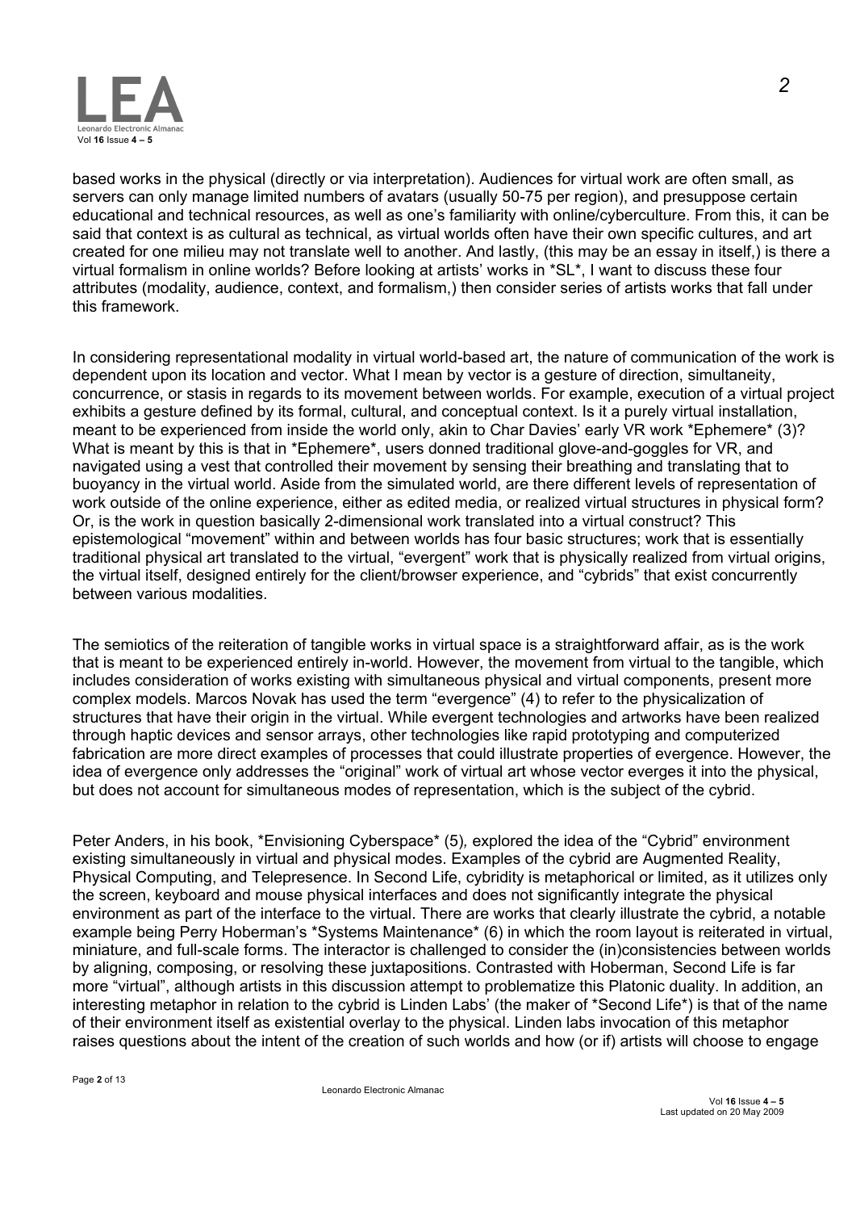based works in the physical (directly or via interpretation). Audiences for virtual work are often small, as servers can only manage limited numbers of avatars (usually 50-75 per region), and presuppose certain educational and technical resources, as well as one's familiarity with online/cyberculture. From this, it can be said that context is as cultural as technical, as virtual worlds often have their own specific cultures, and art created for one milieu may not translate well to another. And lastly, (this may be an essay in itself,) is there a virtual formalism in online worlds? Before looking at artists' works in *SL*, I want to discuss these four attributes (modality, audience, context, and formalism,) then consider series of artists works that fall under this framework.

In considering representational modality in virtual world-based art, the nature of communication of the work is dependent upon its location and vector. What I mean by vector is a gesture of direction, simultaneity, concurrence, or stasis in regards to its movement between worlds. For example, execution of a virtual project exhibits a gesture defined by its formal, cultural, and conceptual context. Is it a purely virtual installation, meant to be experienced from inside the world only, akin to Char Davies' early VR work *Ephemere* (3)? What is meant by this is that in *Ephemere*, users donned traditional glove-and-goggles for VR, and navigated using a vest that controlled their movement by sensing their breathing and translating that to buoyancy in the virtual world. Aside from the simulated world, are there different levels of representation of work outside of the online experience, either as edited media, or realized virtual structures in physical form? Or, is the work in question basically 2-dimensional work translated into a virtual construct? This epistemological "movement" within and between worlds has four basic structures; work that is essentially traditional physical art translated to the virtual, "evergent" work that is physically realized from virtual origins, the virtual itself, designed entirely for the client/browser experience, and "cybrids" that exist concurrently between various modalities.

The semiotics of the reiteration of tangible works in virtual space is a straightforward affair, as is the work that is meant to be experienced entirely in-world. However, the movement from virtual to the tangible, which includes consideration of works existing with simultaneous physical and virtual components, present more complex models. Marcos Novak has used the term "evergence" (4) to refer to the physicalization of structures that have their origin in the virtual. While evergent technologies and artworks have been realized through haptic devices and sensor arrays, other technologies like rapid prototyping and computerized fabrication are more direct examples of processes that could illustrate properties of evergence. However, the idea of evergence only addresses the "original" work of virtual art whose vector everges it into the physical, but does not account for simultaneous modes of representation, which is the subject of the cybrid.

Peter Anders, in his book, *Envisioning Cyberspace* (5), explored the idea of the "Cybrid" environment existing simultaneously in virtual and physical modes. Examples of the cybrid are Augmented Reality, Physical Computing, and Telepresence. In Second Life, cybridity is metaphorical or limited, as it utilizes only the screen, keyboard and mouse physical interfaces and does not significantly integrate the physical environment as part of the interface to the virtual. There are works that clearly illustrate the cybrid, a notable example being Perry Hoberman's *Systems Maintenance* (6) in which the room layout is reiterated in virtual, miniature, and full-scale forms. The interactor is challenged to consider the (in)consistencies between worlds by aligning, composing, or resolving these juxtapositions. Contrasted with Hoberman, Second Life is far more "virtual", although artists in this discussion attempt to problematize this Platonic duality. In addition, an interesting metaphor in relation to the cybrid is Linden Labs' (the maker of *Second Life*) is that of the name of their environment itself as existential overlay to the physical. Linden labs invocation of this metaphor raises questions about the intent of the creation of such worlds and how (or if) artists will choose to engage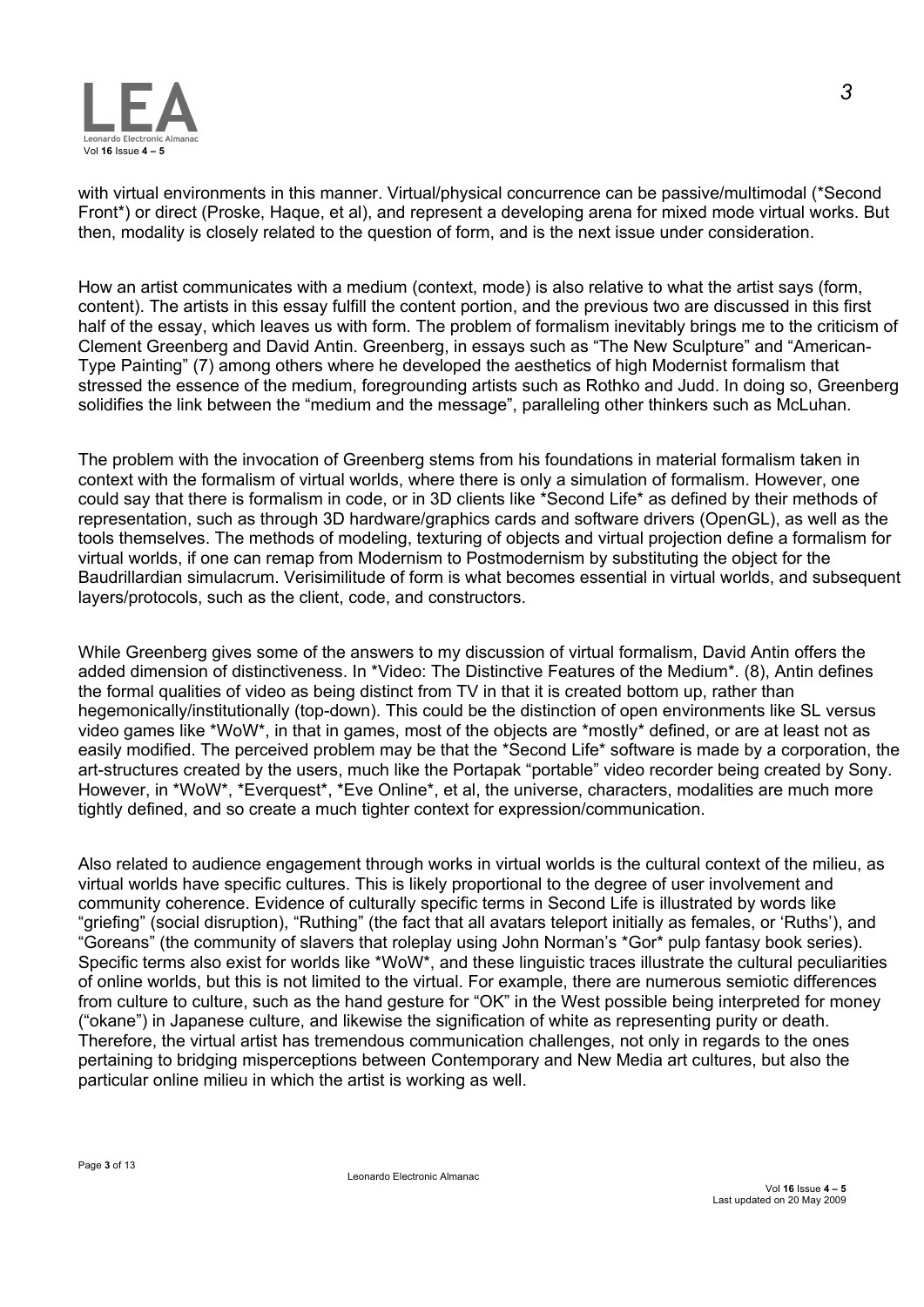with virtual environments in this manner. Virtual/physical concurrence can be passive/multimodal (*Second Front*) or direct (Proske, Haque, et al), and represent a developing arena for mixed mode virtual works. But then, modality is closely related to the question of form, and is the next issue under consideration.

How an artist communicates with a medium (context, mode) is also relative to what the artist says (form, content). The artists in this essay fulfill the content portion, and the previous two are discussed in this first half of the essay, which leaves us with form. The problem of formalism inevitably brings me to the criticism of Clement Greenberg and David Antin. Greenberg, in essays such as “The New Sculpture” and “American-Type Painting” (7) among others where he developed the aesthetics of high Modernist formalism that stressed the essence of the medium, foregrounding artists such as Rothko and Judd. In doing so, Greenberg solidifies the link between the “medium and the message”, paralleling other thinkers such as McLuhan.

The problem with the invocation of Greenberg stems from his foundations in material formalism taken in context with the formalism of virtual worlds, where there is only a simulation of formalism. However, one could say that there is formalism in code, or in 3D clients like *Second Life* as defined by their methods of representation, such as through 3D hardware/graphics cards and software drivers (OpenGL), as well as the tools themselves. The methods of modeling, texturing of objects and virtual projection define a formalism for virtual worlds, if one can remap from Modernism to Postmodernism by substituting the object for the Baudrillardian simulacrum. Verisimilitude of form is what becomes essential in virtual worlds, and subsequent layers/protocols, such as the client, code, and constructors.

While Greenberg gives some of the answers to my discussion of virtual formalism, David Antin offers the added dimension of distinctiveness. In *Video: The Distinctive Features of the Medium*. (8), Antin defines the formal qualities of video as being distinct from TV in that it is created bottom up, rather than hegemonically/institutionally (top-down). This could be the distinction of open environments like SL versus video games like *WoW*, in that in games, most of the objects are *mostly* defined, or are at least not as easily modified. The perceived problem may be that the *Second Life* software is made by a corporation, the art-structures created by the users, much like the Portapak “portable” video recorder being created by Sony. However, in *WoW*, *Everquest*, *Eve Online*, et al, the universe, characters, modalities are much more tightly defined, and so create a much tighter context for expression/communication.

Also related to audience engagement through works in virtual worlds is the cultural context of the milieu, as virtual worlds have specific cultures. This is likely proportional to the degree of user involvement and community coherence. Evidence of culturally specific terms in Second Life is illustrated by words like “griefing” (social disruption), “Ruthing” (the fact that all avatars teleport initially as females, or ‘Ruths’), and “Goreans” (the community of slavers that roleplay using John Norman’s *Gor* pulp fantasy book series). Specific terms also exist for worlds like *WoW*, and these linguistic traces illustrate the cultural peculiarities of online worlds, but this is not limited to the virtual. For example, there are numerous semiotic differences from culture to culture, such as the hand gesture for “OK” in the West possible being interpreted for money (“okane”) in Japanese culture, and likewise the signification of white as representing purity or death. Therefore, the virtual artist has tremendous communication challenges, not only in regards to the ones pertaining to bridging misperceptions between Contemporary and New Media art cultures, but also the particular online milieu in which the artist is working as well.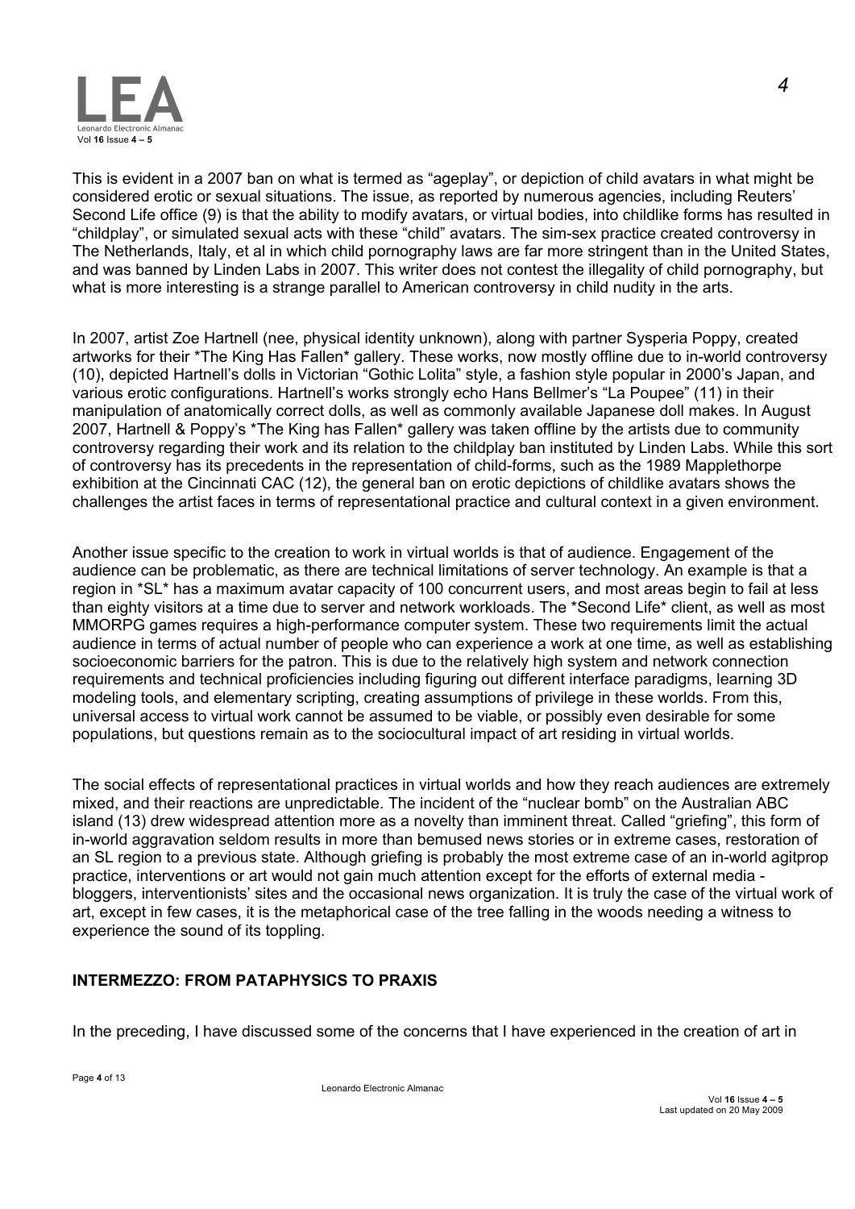This is evident in a 2007 ban on what is termed as "ageplay", or depiction of child avatars in what might be considered erotic or sexual situations. The issue, as reported by numerous agencies, including Reuters' Second Life office (9) is that the ability to modify avatars, or virtual bodies, into childlike forms has resulted in "childplay", or simulated sexual acts with these "child" avatars. The sim-sex practice created controversy in The Netherlands, Italy, et al in which child pornography laws are far more stringent than in the United States, and was banned by Linden Labs in 2007. This writer does not contest the illegality of child pornography, but what is more interesting is a strange parallel to American controversy in child nudity in the arts.

In 2007, artist Zoe Hartnell (nee, physical identity unknown), along with partner Sysperia Poppy, created artworks for their *The King Has Fallen* gallery. These works, now mostly offline due to in-world controversy (10), depicted Hartnell's dolls in Victorian "Gothic Lolita" style, a fashion style popular in 2000's Japan, and various erotic configurations. Hartnell's works strongly echo Hans Bellmer's "La Poupee" (11) in their manipulation of anatomically correct dolls, as well as commonly available Japanese doll makes. In August 2007, Hartnell & Poppy's *The King has Fallen* gallery was taken offline by the artists due to community controversy regarding their work and its relation to the childplay ban instituted by Linden Labs. While this sort of controversy has its precedents in the representation of child-forms, such as the 1989 Mapplethorpe exhibition at the Cincinnati CAC (12), the general ban on erotic depictions of childlike avatars shows the challenges the artist faces in terms of representational practice and cultural context in a given environment.

Another issue specific to the creation to work in virtual worlds is that of audience. Engagement of the audience can be problematic, as there are technical limitations of server technology. An example is that a region in *SL* has a maximum avatar capacity of 100 concurrent users, and most areas begin to fail at less than eighty visitors at a time due to server and network workloads. The *Second Life* client, as well as most MMORPG games requires a high-performance computer system. These two requirements limit the actual audience in terms of actual number of people who can experience a work at one time, as well as establishing socioeconomic barriers for the patron. This is due to the relatively high system and network connection requirements and technical proficiencies including figuring out different interface paradigms, learning 3D modeling tools, and elementary scripting, creating assumptions of privilege in these worlds. From this, universal access to virtual work cannot be assumed to be viable, or possibly even desirable for some populations, but questions remain as to the sociocultural impact of art residing in virtual worlds.

The social effects of representational practices in virtual worlds and how they reach audiences are extremely mixed, and their reactions are unpredictable. The incident of the "nuclear bomb" on the Australian ABC island (13) drew widespread attention more as a novelty than imminent threat. Called "griefing", this form of in-world aggravation seldom results in more than bemused news stories or in extreme cases, restoration of an SL region to a previous state. Although griefing is probably the most extreme case of an in-world agitprop practice, interventions or art would not gain much attention except for the efforts of external media - bloggers, interventionists' sites and the occasional news organization. It is truly the case of the virtual work of art, except in few cases, it is the metaphorical case of the tree falling in the woods needing a witness to experience the sound of its toppling.

## INTERMEZZO: FROM PATAPHYSICS TO PRAXIS

In the preceding, I have discussed some of the concerns that I have experienced in the creation of art in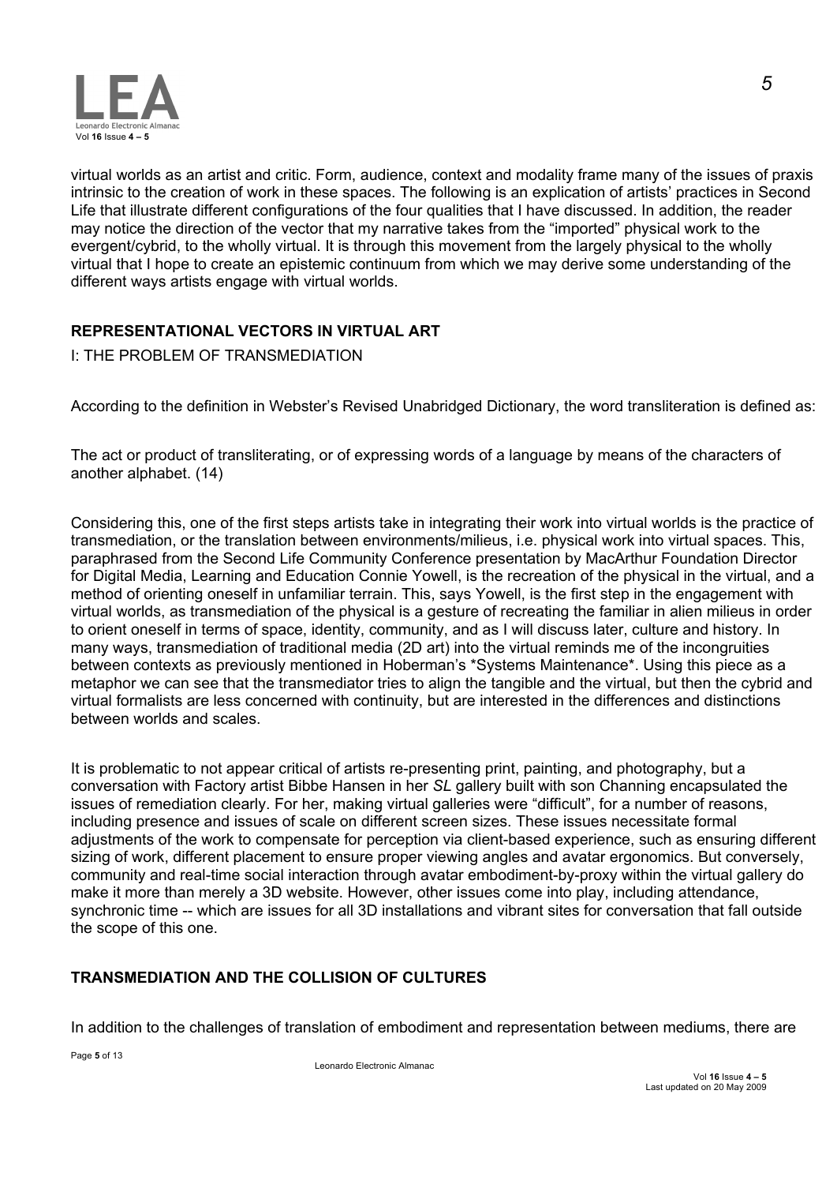virtual worlds as an artist and critic. Form, audience, context and modality frame many of the issues of praxis intrinsic to the creation of work in these spaces. The following is an explication of artists' practices in Second Life that illustrate different configurations of the four qualities that I have discussed. In addition, the reader may notice the direction of the vector that my narrative takes from the "imported" physical work to the evergent/cybrid, to the wholly virtual. It is through this movement from the largely physical to the wholly virtual that I hope to create an epistemic continuum from which we may derive some understanding of the different ways artists engage with virtual worlds.

## REPRESENTATIONAL VECTORS IN VIRTUAL ART

I: THE PROBLEM OF TRANSMEDIATION

According to the definition in Webster's Revised Unabridged Dictionary, the word transliteration is defined as:

The act or product of transliterating, or of expressing words of a language by means of the characters of another alphabet. (14)

Considering this, one of the first steps artists take in integrating their work into virtual worlds is the practice of transmediation, or the translation between environments/milieus, i.e. physical work into virtual spaces. This, paraphrased from the Second Life Community Conference presentation by MacArthur Foundation Director for Digital Media, Learning and Education Connie Yowell, is the recreation of the physical in the virtual, and a method of orienting oneself in unfamiliar terrain. This, says Yowell, is the first step in the engagement with virtual worlds, as transmediation of the physical is a gesture of recreating the familiar in alien milieus in order to orient oneself in terms of space, identity, community, and as I will discuss later, culture and history. In many ways, transmediation of traditional media (2D art) into the virtual reminds me of the incongruities between contexts as previously mentioned in Hoberman's *Systems Maintenance*. Using this piece as a metaphor we can see that the transmediator tries to align the tangible and the virtual, but then the cybrid and virtual formalists are less concerned with continuity, but are interested in the differences and distinctions between worlds and scales.

It is problematic to not appear critical of artists re-presenting print, painting, and photography, but a conversation with Factory artist Bibbe Hansen in her *SL* gallery built with son Channing encapsulated the issues of remediation clearly. For her, making virtual galleries were "difficult", for a number of reasons, including presence and issues of scale on different screen sizes. These issues necessitate formal adjustments of the work to compensate for perception via client-based experience, such as ensuring different sizing of work, different placement to ensure proper viewing angles and avatar ergonomics. But conversely, community and real-time social interaction through avatar embodiment-by-proxy within the virtual gallery do make it more than merely a 3D website. However, other issues come into play, including attendance, synchronic time -- which are issues for all 3D installations and vibrant sites for conversation that fall outside the scope of this one.

## TRANSMEDIATION AND THE COLLISION OF CULTURES

In addition to the challenges of translation of embodiment and representation between mediums, there are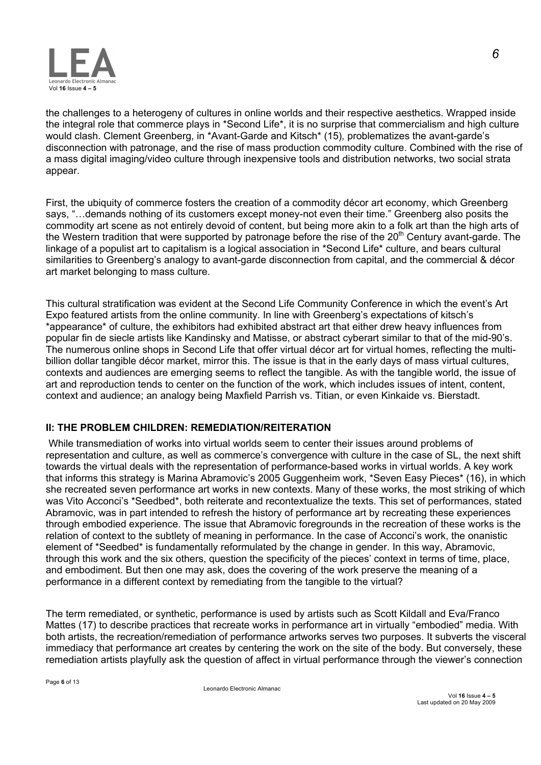the challenges to a heterogeny of cultures in online worlds and their respective aesthetics. Wrapped inside the integral role that commerce plays in *Second Life*, it is no surprise that commercialism and high culture would clash. Clement Greenberg, in *Avant-Garde and Kitsch* (15), problematizes the avant-garde's disconnection with patronage, and the rise of mass production commodity culture. Combined with the rise of a mass digital imaging/video culture through inexpensive tools and distribution networks, two social strata appear.

First, the ubiquity of commerce fosters the creation of a commodity décor art economy, which Greenberg says, "…demands nothing of its customers except money-not even their time." Greenberg also posits the commodity art scene as not entirely devoid of content, but being more akin to a folk art than the high arts of the Western tradition that were supported by patronage before the rise of the 20th Century avant-garde. The linkage of a populist art to capitalism is a logical association in *Second Life* culture, and bears cultural similarities to Greenberg's analogy to avant-garde disconnection from capital, and the commercial & décor art market belonging to mass culture.

This cultural stratification was evident at the Second Life Community Conference in which the event's Art Expo featured artists from the online community. In line with Greenberg's expectations of kitsch's *appearance* of culture, the exhibitors had exhibited abstract art that either drew heavy influences from popular fin de siecle artists like Kandinsky and Matisse, or abstract cyberart similar to that of the mid-90's. The numerous online shops in Second Life that offer virtual décor art for virtual homes, reflecting the multi-billion dollar tangible décor market, mirror this. The issue is that in the early days of mass virtual cultures, contexts and audiences are emerging seems to reflect the tangible. As with the tangible world, the issue of art and reproduction tends to center on the function of the work, which includes issues of intent, content, context and audience; an analogy being Maxfield Parrish vs. Titian, or even Kinkaide vs. Bierstadt.

## II: THE PROBLEM CHILDREN: REMEDIATION/REITERATION

While transmediation of works into virtual worlds seem to center their issues around problems of representation and culture, as well as commerce's convergence with culture in the case of SL, the next shift towards the virtual deals with the representation of performance-based works in virtual worlds. A key work that informs this strategy is Marina Abramovic's 2005 Guggenheim work, *Seven Easy Pieces* (16), in which she recreated seven performance art works in new contexts. Many of these works, the most striking of which was Vito Acconci's *Seedbed*, both reiterate and recontextualize the texts. This set of performances, stated Abramovic, was in part intended to refresh the history of performance art by recreating these experiences through embodied experience. The issue that Abramovic foregrounds in the recreation of these works is the relation of context to the subtlety of meaning in performance. In the case of Acconci's work, the onanistic element of *Seedbed* is fundamentally reformulated by the change in gender. In this way, Abramovic, through this work and the six others, question the specificity of the pieces' context in terms of time, place, and embodiment. But then one may ask, does the covering of the work preserve the meaning of a performance in a different context by remediating from the tangible to the virtual?

The term remediated, or synthetic, performance is used by artists such as Scott Kildall and Eva/Franco Mattes (17) to describe practices that recreate works in performance art in virtually "embodied" media. With both artists, the recreation/remediation of performance artworks serves two purposes. It subverts the visceral immediacy that performance art creates by centering the work on the site of the body. But conversely, these remediation artists playfully ask the question of affect in virtual performance through the viewer's connection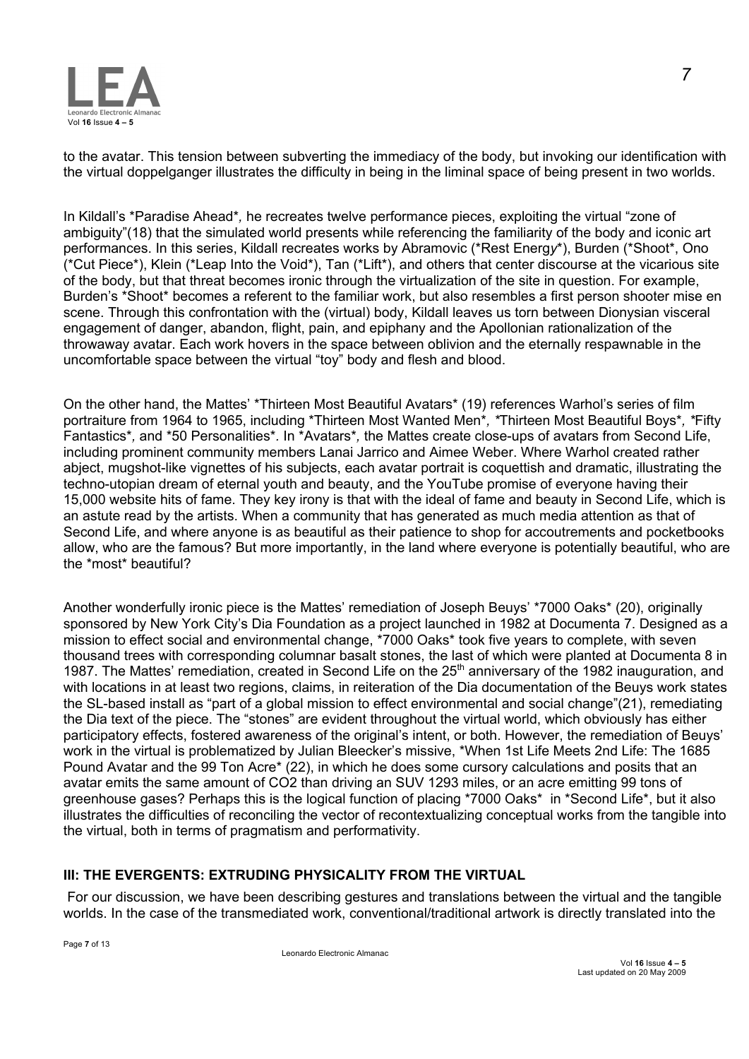to the avatar. This tension between subverting the immediacy of the body, but invoking our identification with the virtual doppelganger illustrates the difficulty in being in the liminal space of being present in two worlds.

In Kildall's *Paradise Ahead*, he recreates twelve performance pieces, exploiting the virtual "zone of ambiguity"(18) that the simulated world presents while referencing the familiarity of the body and iconic art performances. In this series, Kildall recreates works by Abramovic (*Rest Energy*), Burden (*Shoot*, Ono (*Cut Piece*), Klein (*Leap Into the Void*), Tan (*Lift*), and others that center discourse at the vicarious site of the body, but that threat becomes ironic through the virtualization of the site in question. For example, Burden's *Shoot* becomes a referent to the familiar work, but also resembles a first person shooter mise en scene. Through this confrontation with the (virtual) body, Kildall leaves us torn between Dionysian visceral engagement of danger, abandon, flight, pain, and epiphany and the Apollonian rationalization of the throwaway avatar. Each work hovers in the space between oblivion and the eternally respawnable in the uncomfortable space between the virtual "toy" body and flesh and blood.

On the other hand, the Mattes' *Thirteen Most Beautiful Avatars* (19) references Warhol's series of film portraiture from 1964 to 1965, including *Thirteen Most Wanted Men*, *Thirteen Most Beautiful Boys*, *Fifty Fantastics*, and *50 Personalities*. In *Avatars*, the Mattes create close-ups of avatars from Second Life, including prominent community members Lanai Jarrico and Aimee Weber. Where Warhol created rather abject, mugshot-like vignettes of his subjects, each avatar portrait is coquettish and dramatic, illustrating the techno-utopian dream of eternal youth and beauty, and the YouTube promise of everyone having their 15,000 website hits of fame. They key irony is that with the ideal of fame and beauty in Second Life, which is an astute read by the artists. When a community that has generated as much media attention as that of Second Life, and where anyone is as beautiful as their patience to shop for accoutrements and pocketbooks allow, who are the famous? But more importantly, in the land where everyone is potentially beautiful, who are the *most* beautiful?

Another wonderfully ironic piece is the Mattes' remediation of Joseph Beuys' *7000 Oaks* (20), originally sponsored by New York City's Dia Foundation as a project launched in 1982 at Documenta 7. Designed as a mission to effect social and environmental change, *7000 Oaks* took five years to complete, with seven thousand trees with corresponding columnar basalt stones, the last of which were planted at Documenta 8 in 1987. The Mattes' remediation, created in Second Life on the 25th anniversary of the 1982 inauguration, and with locations in at least two regions, claims, in reiteration of the Dia documentation of the Beuys work states the SL-based install as "part of a global mission to effect environmental and social change"(21), remediating the Dia text of the piece. The "stones" are evident throughout the virtual world, which obviously has either participatory effects, fostered awareness of the original's intent, or both. However, the remediation of Beuys' work in the virtual is problematized by Julian Bleecker's missive, *When 1st Life Meets 2nd Life: The 1685 Pound Avatar and the 99 Ton Acre* (22), in which he does some cursory calculations and posits that an avatar emits the same amount of $CO_2$ than driving an SUV 1293 miles, or an acre emitting 99 tons of greenhouse gases? Perhaps this is the logical function of placing *7000 Oaks* in *Second Life*, but it also illustrates the difficulties of reconciling the vector of recontextualizing conceptual works from the tangible into the virtual, both in terms of pragmatism and performativity.

## III: THE EVERGENTS: EXTRUDING PHYSICALITY FROM THE VIRTUAL

For our discussion, we have been describing gestures and translations between the virtual and the tangible worlds. In the case of the transmediated work, conventional/traditional artwork is directly translated into the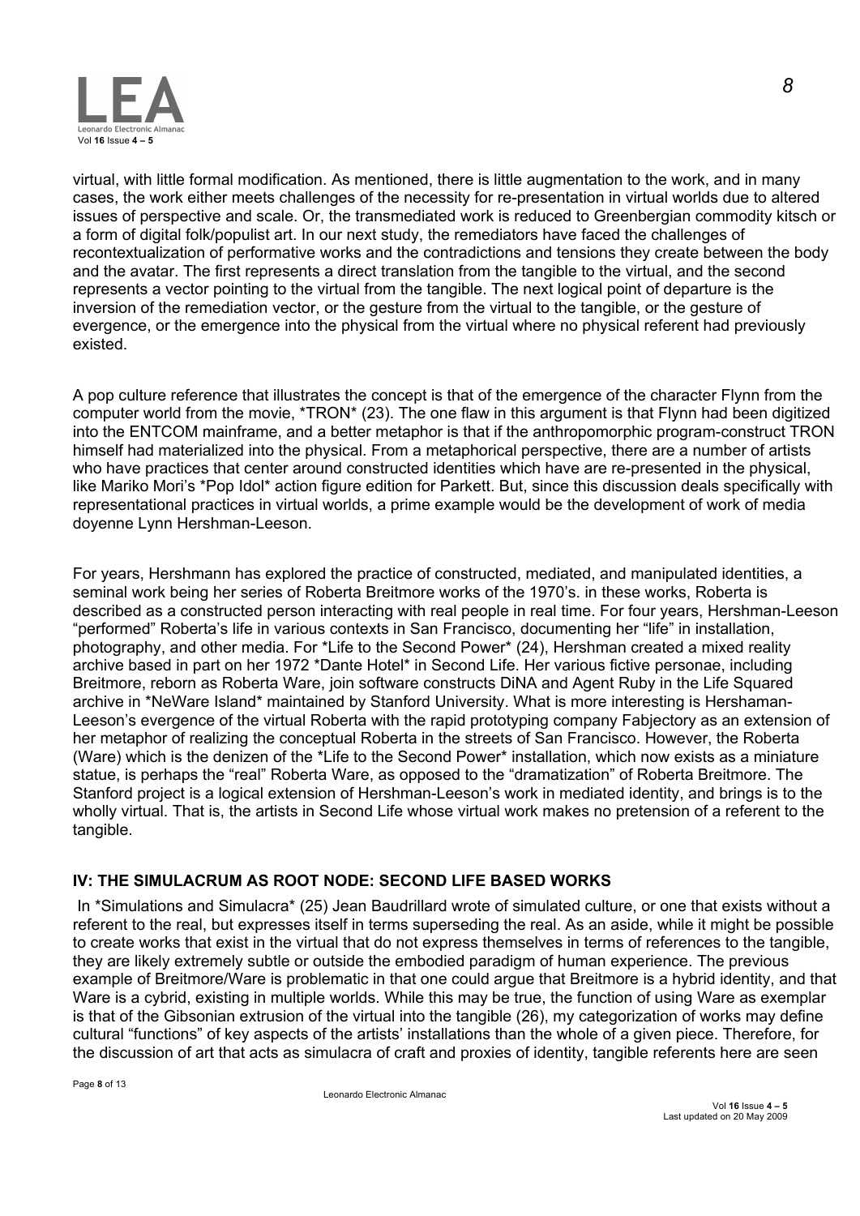virtual, with little formal modification. As mentioned, there is little augmentation to the work, and in many cases, the work either meets challenges of the necessity for re-presentation in virtual worlds due to altered issues of perspective and scale. Or, the transmediated work is reduced to Greenbergian commodity kitsch or a form of digital folk/populist art. In our next study, the remediators have faced the challenges of recontextualization of performative works and the contradictions and tensions they create between the body and the avatar. The first represents a direct translation from the tangible to the virtual, and the second represents a vector pointing to the virtual from the tangible. The next logical point of departure is the inversion of the remediation vector, or the gesture from the virtual to the tangible, or the gesture of evergence, or the emergence into the physical from the virtual where no physical referent had previously existed.

A pop culture reference that illustrates the concept is that of the emergence of the character Flynn from the computer world from the movie, *TRON* (23). The one flaw in this argument is that Flynn had been digitized into the ENTCOM mainframe, and a better metaphor is that if the anthropomorphic program-construct TRON himself had materialized into the physical. From a metaphorical perspective, there are a number of artists who have practices that center around constructed identities which have are re-presented in the physical, like Mariko Mori's *Pop Idol* action figure edition for Parkett. But, since this discussion deals specifically with representational practices in virtual worlds, a prime example would be the development of work of media doyenne Lynn Hershman-Leeson.

For years, Hershmann has explored the practice of constructed, mediated, and manipulated identities, a seminal work being her series of Roberta Breitmore works of the 1970's. in these works, Roberta is described as a constructed person interacting with real people in real time. For four years, Hershman-Leeson "performed" Roberta's life in various contexts in San Francisco, documenting her "life" in installation, photography, and other media. For *Life to the Second Power* (24), Hershman created a mixed reality archive based in part on her 1972 *Dante Hotel* in Second Life. Her various fictive personae, including Breitmore, reborn as Roberta Ware, join software constructs DiNA and Agent Ruby in the Life Squared archive in *NeWare Island* maintained by Stanford University. What is more interesting is Hershaman-Leeson's evergence of the virtual Roberta with the rapid prototyping company Fabjectory as an extension of her metaphor of realizing the conceptual Roberta in the streets of San Francisco. However, the Roberta (Ware) which is the denizen of the *Life to the Second Power* installation, which now exists as a miniature statue, is perhaps the "real" Roberta Ware, as opposed to the "dramatization" of Roberta Breitmore. The Stanford project is a logical extension of Hershman-Leeson's work in mediated identity, and brings is to the wholly virtual. That is, the artists in Second Life whose virtual work makes no pretension of a referent to the tangible.

## IV: THE SIMULACRUM AS ROOT NODE: SECOND LIFE BASED WORKS

In *Simulations and Simulacra* (25) Jean Baudrillard wrote of simulated culture, or one that exists without a referent to the real, but expresses itself in terms superseding the real. As an aside, while it might be possible to create works that exist in the virtual that do not express themselves in terms of references to the tangible, they are likely extremely subtle or outside the embodied paradigm of human experience. The previous example of Breitmore/Ware is problematic in that one could argue that Breitmore is a hybrid identity, and that Ware is a cybrid, existing in multiple worlds. While this may be true, the function of using Ware as exemplar is that of the Gibsonian extrusion of the virtual into the tangible (26), my categorization of works may define cultural "functions" of key aspects of the artists' installations than the whole of a given piece. Therefore, for the discussion of art that acts as simulacra of craft and proxies of identity, tangible referents here are seen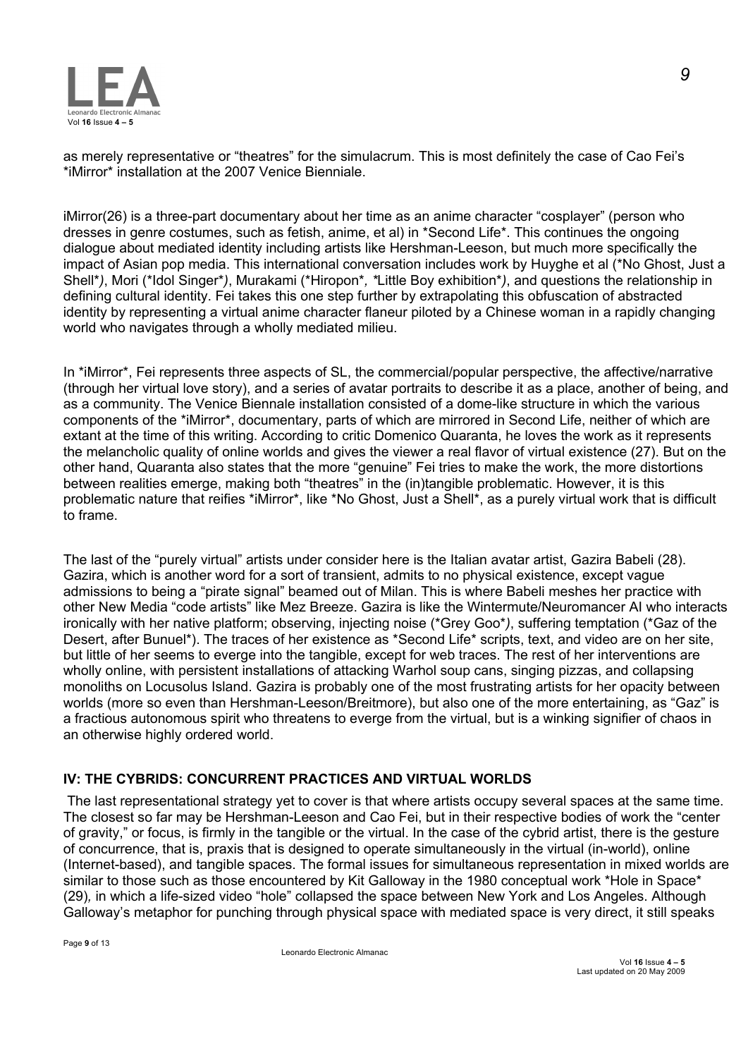as merely representative or "theatres" for the simulacrum. This is most definitely the case of Cao Fei's *iMirror* installation at the 2007 Venice Bienniale.

iMirror(26) is a three-part documentary about her time as an anime character "cosplayer" (person who dresses in genre costumes, such as fetish, anime, et al) in *Second Life*. This continues the ongoing dialogue about mediated identity including artists like Hershman-Leeson, but much more specifically the impact of Asian pop media. This international conversation includes work by Huyghe et al (*No Ghost, Just a Shell*), Mori (*Idol Singer*), Murakami (*Hiropon*, *Little Boy exhibition*), and questions the relationship in defining cultural identity. Fei takes this one step further by extrapolating this obfuscation of abstracted identity by representing a virtual anime character flaneur piloted by a Chinese woman in a rapidly changing world who navigates through a wholly mediated milieu.

In *iMirror*, Fei represents three aspects of SL, the commercial/popular perspective, the affective/narrative (through her virtual love story), and a series of avatar portraits to describe it as a place, another of being, and as a community. The Venice Biennale installation consisted of a dome-like structure in which the various components of the *iMirror*, documentary, parts of which are mirrored in Second Life, neither of which are extant at the time of this writing. According to critic Domenico Quaranta, he loves the work as it represents the melancholic quality of online worlds and gives the viewer a real flavor of virtual existence (27). But on the other hand, Quaranta also states that the more "genuine" Fei tries to make the work, the more distortions between realities emerge, making both "theatres" in the (in)tangible problematic. However, it is this problematic nature that reifies *iMirror*, like *No Ghost, Just a Shell*, as a purely virtual work that is difficult to frame.

The last of the "purely virtual" artists under consider here is the Italian avatar artist, Gazira Babeli (28). Gazira, which is another word for a sort of transient, admits to no physical existence, except vague admissions to being a "pirate signal" beamed out of Milan. This is where Babeli meshes her practice with other New Media "code artists" like Mez Breeze. Gazira is like the Wintermute/Neuromancer AI who interacts ironically with her native platform; observing, injecting noise (*Grey Goo*), suffering temptation (*Gaz of the Desert, after Bunuel*). The traces of her existence as *Second Life* scripts, text, and video are on her site, but little of her seems to everge into the tangible, except for web traces. The rest of her interventions are wholly online, with persistent installations of attacking Warhol soup cans, singing pizzas, and collapsing monoliths on Locusolus Island. Gazira is probably one of the most frustrating artists for her opacity between worlds (more so even than Hershman-Leeson/Breitmore), but also one of the more entertaining, as "Gaz" is a fractious autonomous spirit who threatens to everge from the virtual, but is a winking signifier of chaos in an otherwise highly ordered world.

## IV: THE CYBRIDS: CONCURRENT PRACTICES AND VIRTUAL WORLDS

The last representational strategy yet to cover is that where artists occupy several spaces at the same time. The closest so far may be Hershman-Leeson and Cao Fei, but in their respective bodies of work the "center of gravity," or focus, is firmly in the tangible or the virtual. In the case of the cybrid artist, there is the gesture of concurrence, that is, praxis that is designed to operate simultaneously in the virtual (in-world), online (Internet-based), and tangible spaces. The formal issues for simultaneous representation in mixed worlds are similar to those such as those encountered by Kit Galloway in the 1980 conceptual work *Hole in Space* (29), in which a life-sized video "hole" collapsed the space between New York and Los Angeles. Although Galloway's metaphor for punching through physical space with mediated space is very direct, it still speaks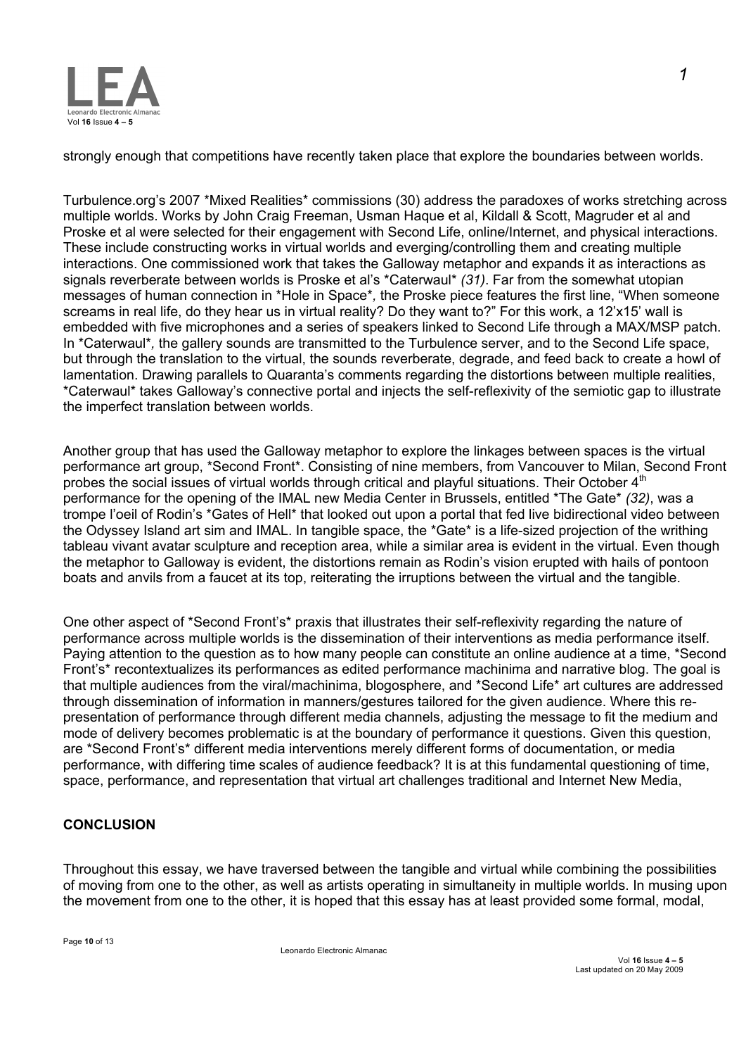strongly enough that competitions have recently taken place that explore the boundaries between worlds.

Turbulence.org's 2007 *Mixed Realities* commissions (30) address the paradoxes of works stretching across multiple worlds. Works by John Craig Freeman, Usman Haque et al, Kildall & Scott, Magruder et al and Proske et al were selected for their engagement with Second Life, online/Internet, and physical interactions. These include constructing works in virtual worlds and everging/controlling them and creating multiple interactions. One commissioned work that takes the Galloway metaphor and expands it as interactions as signals reverberate between worlds is Proske et al's *Caterwaul* *(31)*. Far from the somewhat utopian messages of human connection in *Hole in Space*, the Proske piece features the first line, "When someone screams in real life, do they hear us in virtual reality? Do they want to?" For this work, a 12'x15' wall is embedded with five microphones and a series of speakers linked to Second Life through a MAX/MSP patch. In *Caterwaul*, the gallery sounds are transmitted to the Turbulence server, and to the Second Life space, but through the translation to the virtual, the sounds reverberate, degrade, and feed back to create a howl of lamentation. Drawing parallels to Quaranta's comments regarding the distortions between multiple realities, *Caterwaul* takes Galloway's connective portal and injects the self-reflexivity of the semiotic gap to illustrate the imperfect translation between worlds.

Another group that has used the Galloway metaphor to explore the linkages between spaces is the virtual performance art group, *Second Front*. Consisting of nine members, from Vancouver to Milan, Second Front probes the social issues of virtual worlds through critical and playful situations. Their October 4th performance for the opening of the IMAL new Media Center in Brussels, entitled *The Gate* *(32)*, was a trompe l'oeil of Rodin's *Gates of Hell* that looked out upon a portal that fed live bidirectional video between the Odyssey Island art sim and IMAL. In tangible space, the *Gate* is a life-sized projection of the writhing tableau vivant avatar sculpture and reception area, while a similar area is evident in the virtual. Even though the metaphor to Galloway is evident, the distortions remain as Rodin's vision erupted with hails of pontoon boats and anvils from a faucet at its top, reiterating the irruptions between the virtual and the tangible.

One other aspect of *Second Front's* praxis that illustrates their self-reflexivity regarding the nature of performance across multiple worlds is the dissemination of their interventions as media performance itself. Paying attention to the question as to how many people can constitute an online audience at a time, *Second Front's* recontextualizes its performances as edited performance machinima and narrative blog. The goal is that multiple audiences from the viral/machinima, blogosphere, and *Second Life* art cultures are addressed through dissemination of information in manners/gestures tailored for the given audience. Where this re-presentation of performance through different media channels, adjusting the message to fit the medium and mode of delivery becomes problematic is at the boundary of performance it questions. Given this question, are *Second Front's* different media interventions merely different forms of documentation, or media performance, with differing time scales of audience feedback? It is at this fundamental questioning of time, space, performance, and representation that virtual art challenges traditional and Internet New Media,

## CONCLUSION

Throughout this essay, we have traversed between the tangible and virtual while combining the possibilities of moving from one to the other, as well as artists operating in simultaneity in multiple worlds. In musing upon the movement from one to the other, it is hoped that this essay has at least provided some formal, modal,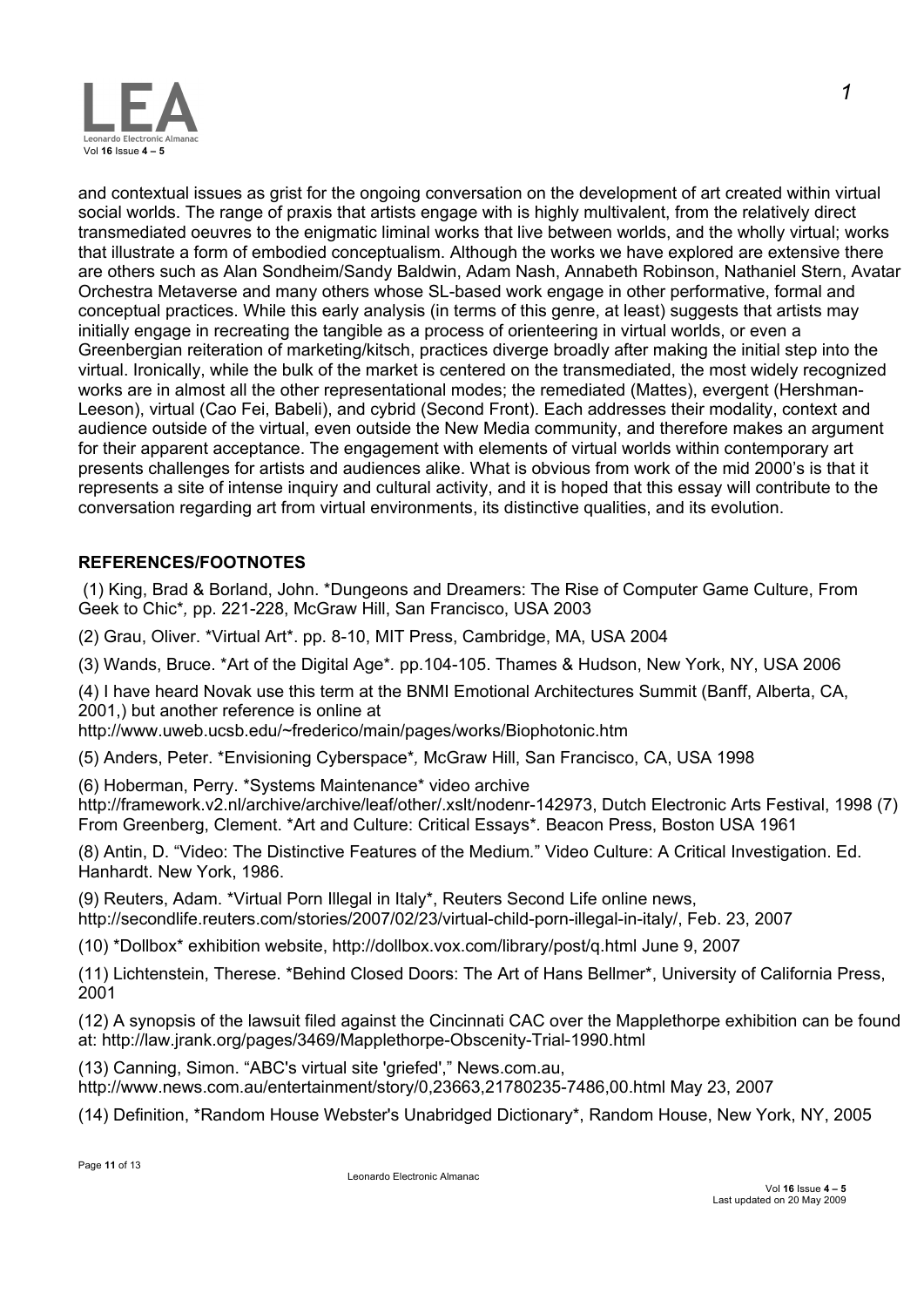and contextual issues as grist for the ongoing conversation on the development of art created within virtual social worlds. The range of praxis that artists engage with is highly multivalent, from the relatively direct transmediated oeuvres to the enigmatic liminal works that live between worlds, and the wholly virtual; works that illustrate a form of embodied conceptualism. Although the works we have explored are extensive there are others such as Alan Sondheim/Sandy Baldwin, Adam Nash, Annabeth Robinson, Nathaniel Stern, Avatar Orchestra Metaverse and many others whose SL-based work engage in other performative, formal and conceptual practices. While this early analysis (in terms of this genre, at least) suggests that artists may initially engage in recreating the tangible as a process of orienteering in virtual worlds, or even a Greenbergian reiteration of marketing/kitsch, practices diverge broadly after making the initial step into the virtual. Ironically, while the bulk of the market is centered on the transmediated, the most widely recognized works are in almost all the other representational modes; the remediated (Mattes), evergent (Hershman-Leeson), virtual (Cao Fei, Babeli), and cybrid (Second Front). Each addresses their modality, context and audience outside of the virtual, even outside the New Media community, and therefore makes an argument for their apparent acceptance. The engagement with elements of virtual worlds within contemporary art presents challenges for artists and audiences alike. What is obvious from work of the mid 2000's is that it represents a site of intense inquiry and cultural activity, and it is hoped that this essay will contribute to the conversation regarding art from virtual environments, its distinctive qualities, and its evolution.

## REFERENCES/FOOTNOTES

(1) King, Brad & Borland, John. *Dungeons and Dreamers: The Rise of Computer Game Culture, From Geek to Chic*, pp. 221-228, McGraw Hill, San Francisco, USA 2003

(2) Grau, Oliver. *Virtual Art*. pp. 8-10, MIT Press, Cambridge, MA, USA 2004

(3) Wands, Bruce. *Art of the Digital Age*. pp.104-105. Thames & Hudson, New York, NY, USA 2006

(4) I have heard Novak use this term at the BNMI Emotional Architectures Summit (Banff, Alberta, CA, 2001,) but another reference is online at http://www.uweb.ucsb.edu/~frederico/main/pages/works/Biophotonic.htm

(5) Anders, Peter. *Envisioning Cyberspace*, McGraw Hill, San Francisco, CA, USA 1998

(6) Hoberman, Perry. *Systems Maintenance* video archive http://framework.v2.nl/archive/archive/leaf/other/.xslt/nodenr-142973, Dutch Electronic Arts Festival, 1998 (7) From Greenberg, Clement. *Art and Culture: Critical Essays*. Beacon Press, Boston USA 1961

(8) Antin, D. "Video: The Distinctive Features of the Medium." Video Culture: A Critical Investigation. Ed. Hanhardt. New York, 1986.

(9) Reuters, Adam. *Virtual Porn Illegal in Italy*, Reuters Second Life online news, http://secondlife.reuters.com/stories/2007/02/23/virtual-child-porn-illegal-in-italy/, Feb. 23, 2007

(10) *Dollbox* exhibition website, http://dollbox.vox.com/library/post/q.html June 9, 2007

(11) Lichtenstein, Therese. *Behind Closed Doors: The Art of Hans Bellmer*, University of California Press, 2001

(12) A synopsis of the lawsuit filed against the Cincinnati CAC over the Mapplethorpe exhibition can be found at: http://law.jrank.org/pages/3469/Mapplethorpe-Obscenity-Trial-1990.html

(13) Canning, Simon. "ABC's virtual site 'griefed'," News.com.au, http://www.news.com.au/entertainment/story/0,23663,21780235-7486,00.html May 23, 2007

(14) Definition, *Random House Webster's Unabridged Dictionary*, Random House, New York, NY, 2005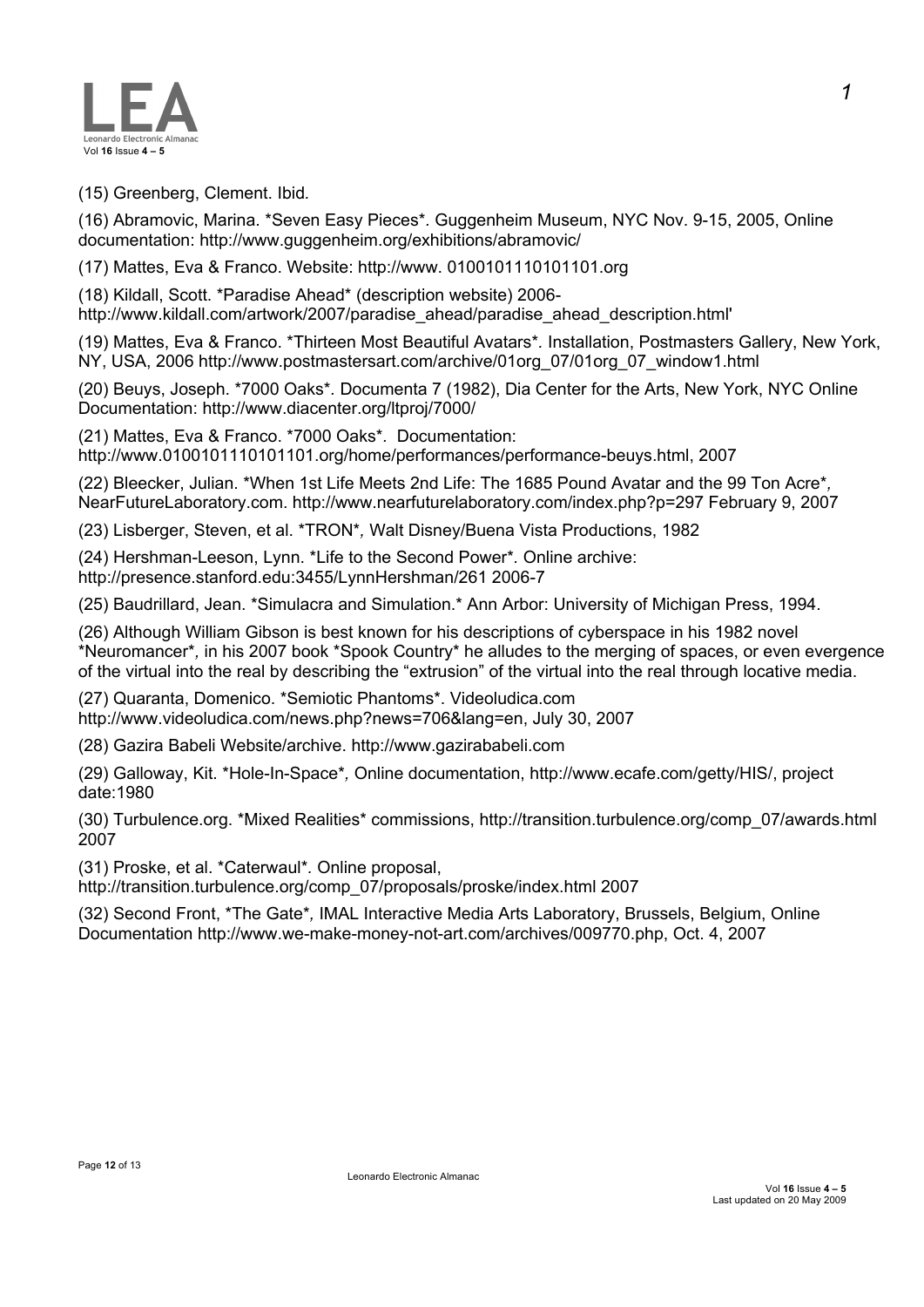(15) Greenberg, Clement. Ibid.

(16) Abramovic, Marina. *Seven Easy Pieces*. Guggenheim Museum, NYC Nov. 9-15, 2005, Online documentation: http://www.guggenheim.org/exhibitions/abramovic/

(17) Mattes, Eva & Franco. Website: http://www. 0100101110101101.org

(18) Kildall, Scott. *Paradise Ahead* (description website) 2006- http://www.kildall.com/artwork/2007/paradise_ahead/paradise_ahead_description.html'

(19) Mattes, Eva & Franco. *Thirteen Most Beautiful Avatars*. Installation, Postmasters Gallery, New York, NY, USA, 2006 http://www.postmastersart.com/archive/01org_07/01org_07_window1.html

(20) Beuys, Joseph. *7000 Oaks*. Documenta 7 (1982), Dia Center for the Arts, New York, NYC Online Documentation: http://www.diacenter.org/ltproj/7000/

(21) Mattes, Eva & Franco. *7000 Oaks*. Documentation: http://www.0100101110101101.org/home/performances/performance-beuys.html, 2007

(22) Bleecker, Julian. *When 1st Life Meets 2nd Life: The 1685 Pound Avatar and the 99 Ton Acre*, NearFutureLaboratory.com. http://www.nearfuturelaboratory.com/index.php?p=297 February 9, 2007

(23) Lisberger, Steven, et al. *TRON*, Walt Disney/Buena Vista Productions, 1982

(24) Hershman-Leeson, Lynn. *Life to the Second Power*. Online archive: http://presence.stanford.edu:3455/LynnHershman/261 2006-7

(25) Baudrillard, Jean. *Simulacra and Simulation.* Ann Arbor: University of Michigan Press, 1994.

(26) Although William Gibson is best known for his descriptions of cyberspace in his 1982 novel *Neuromancer*, in his 2007 book *Spook Country* he alludes to the merging of spaces, or even evergence of the virtual into the real by describing the "extrusion" of the virtual into the real through locative media.

(27) Quaranta, Domenico. *Semiotic Phantoms*. Videoludica.com http://www.videoludica.com/news.php?news=706&lang=en, July 30, 2007

(28) Gazira Babeli Website/archive. http://www.gazirababeli.com

(29) Galloway, Kit. *Hole-In-Space*, Online documentation, http://www.ecafe.com/getty/HIS/, project date:1980

(30) Turbulence.org. *Mixed Realities* commissions, http://transition.turbulence.org/comp_07/awards.html 2007

(31) Proske, et al. *Caterwaul*. Online proposal, http://transition.turbulence.org/comp_07/proposals/proske/index.html 2007

(32) Second Front, *The Gate*, IMAL Interactive Media Arts Laboratory, Brussels, Belgium, Online Documentation http://www.we-make-money-not-art.com/archives/009770.php, Oct. 4, 2007